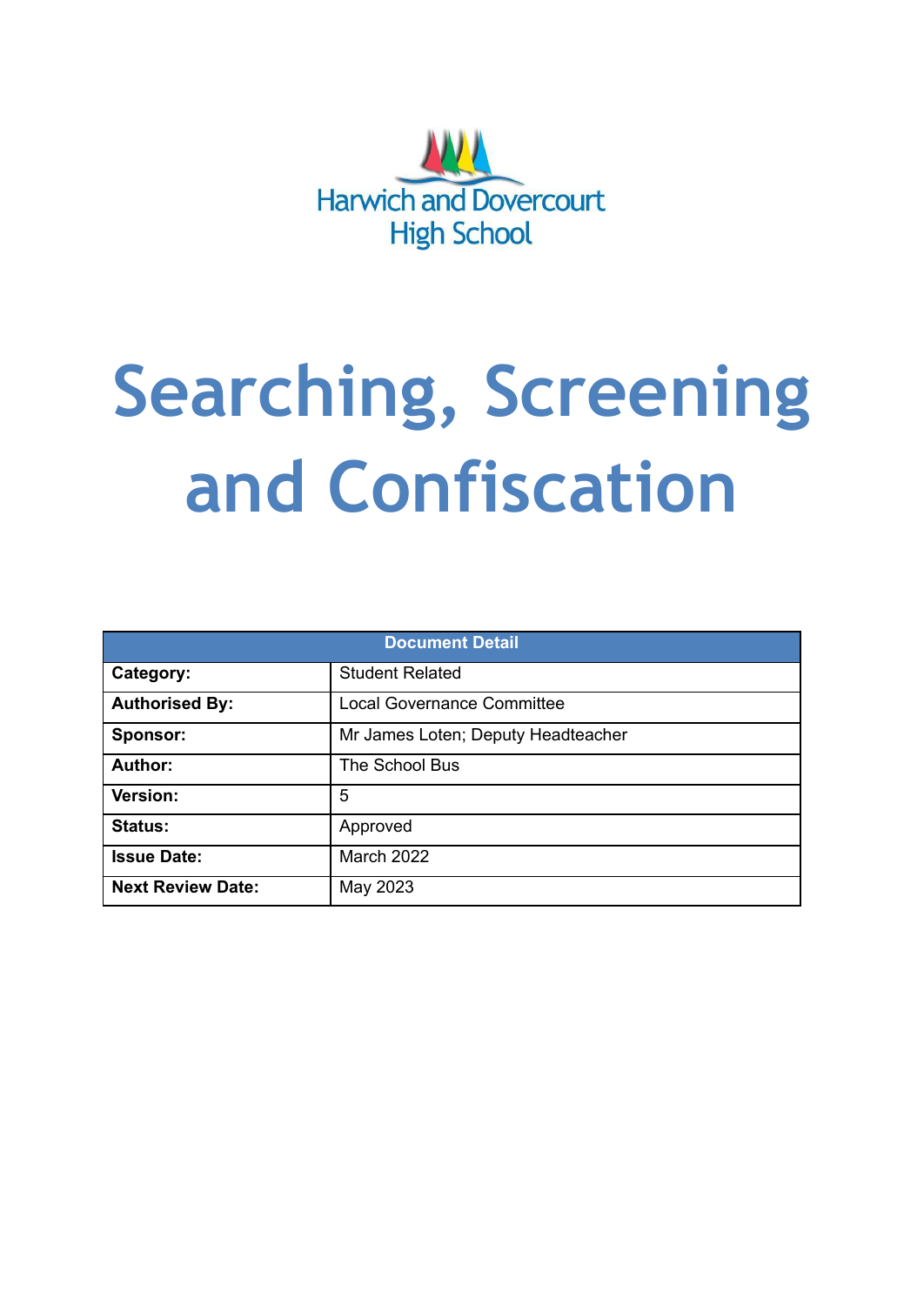Harwich and Dovercourt High School

# Searching, Screening and Confiscation

| Document Detail | |
|---|---|
| **Category:** | Student Related |
| **Authorised By:** | Local Governance Committee |
| **Sponsor:** | Mr James Loten; Deputy Headteacher |
| **Author:** | The School Bus |
| **Version:** | 5 |
| **Status:** | Approved |
| **Issue Date:** | March 2022 |
| **Next Review Date:** | May 2023 |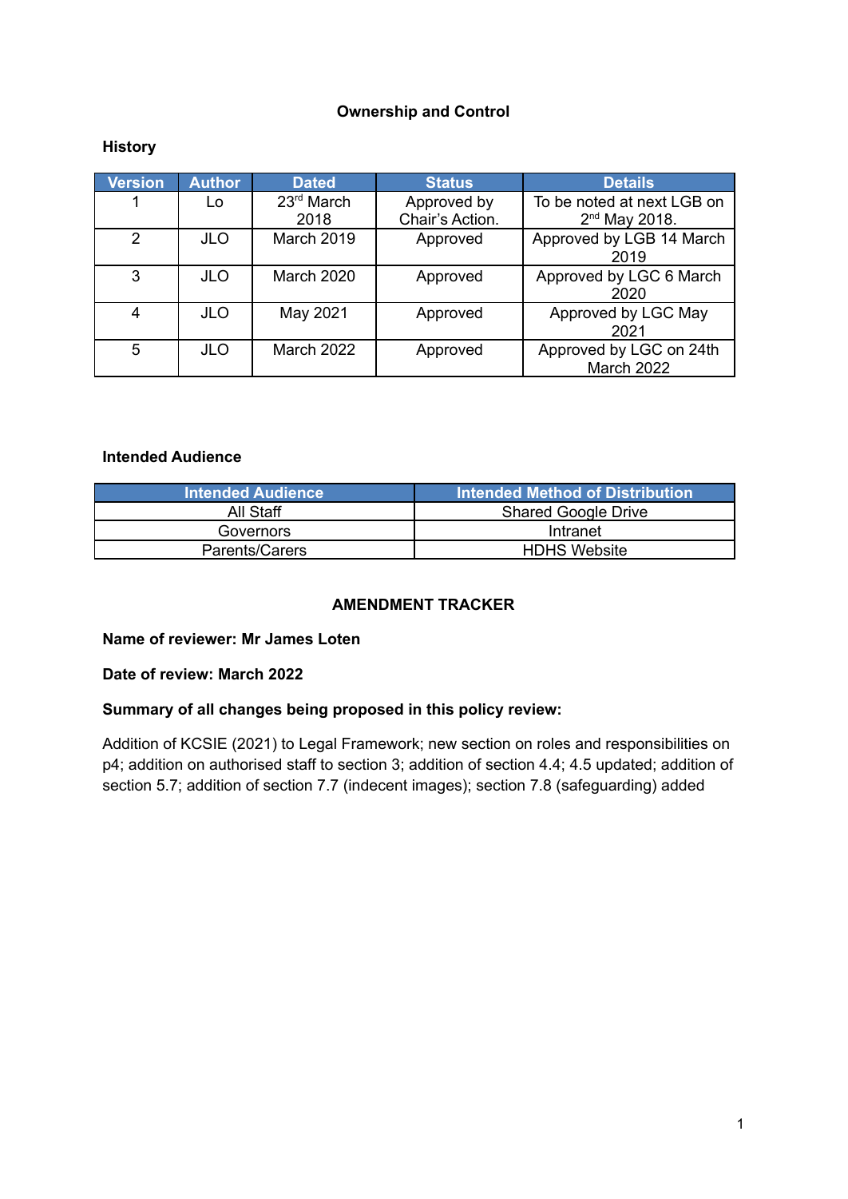**Ownership and Control**

**History**

| Version | Author | Dated | Status | Details |
|---|---|---|---|---|
| 1 | Lo | 23rd March 2018 | Approved by Chair's Action. | To be noted at next LGB on 2nd May 2018. |
| 2 | JLO | March 2019 | Approved | Approved by LGB 14 March 2019 |
| 3 | JLO | March 2020 | Approved | Approved by LGC 6 March 2020 |
| 4 | JLO | May 2021 | Approved | Approved by LGC May 2021 |
| 5 | JLO | March 2022 | Approved | Approved by LGC on 24th March 2022 |

**Intended Audience**

| Intended Audience | Intended Method of Distribution |
|---|---|
| All Staff | Shared Google Drive |
| Governors | Intranet |
| Parents/Carers | HDHS Website |

**AMENDMENT TRACKER**

**Name of reviewer: Mr James Loten**

**Date of review: March 2022**

**Summary of all changes being proposed in this policy review:**

Addition of KCSIE (2021) to Legal Framework; new section on roles and responsibilities on p4; addition on authorised staff to section 3; addition of section 4.4; 4.5 updated; addition of section 5.7; addition of section 7.7 (indecent images); section 7.8 (safeguarding) added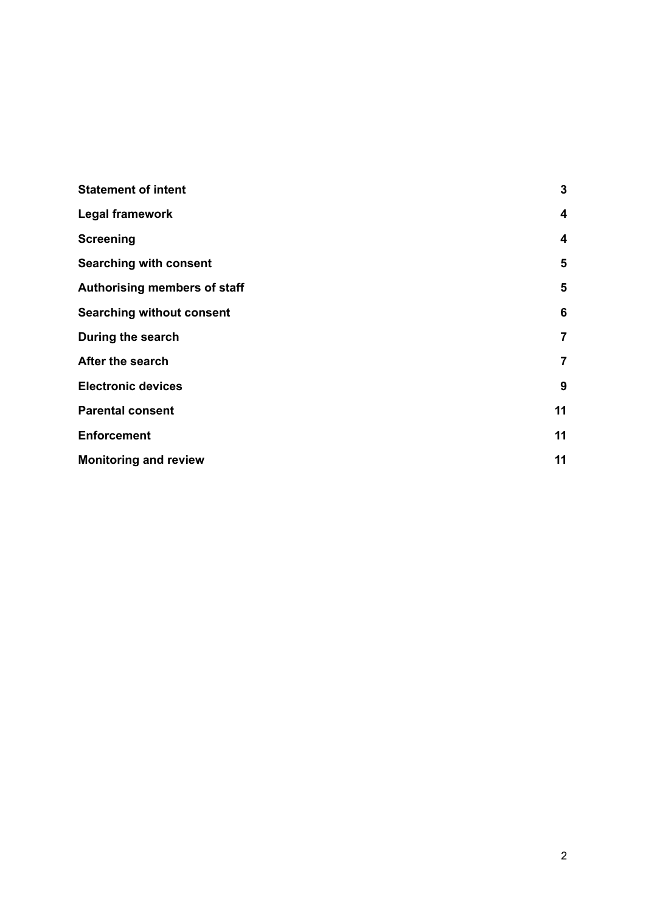| | |
|---|---|
| **Statement of intent** | **3** |
| **Legal framework** | **4** |
| **Screening** | **4** |
| **Searching with consent** | **5** |
| **Authorising members of staff** | **5** |
| **Searching without consent** | **6** |
| **During the search** | **7** |
| **After the search** | **7** |
| **Electronic devices** | **9** |
| **Parental consent** | **11** |
| **Enforcement** | **11** |
| **Monitoring and review** | **11** |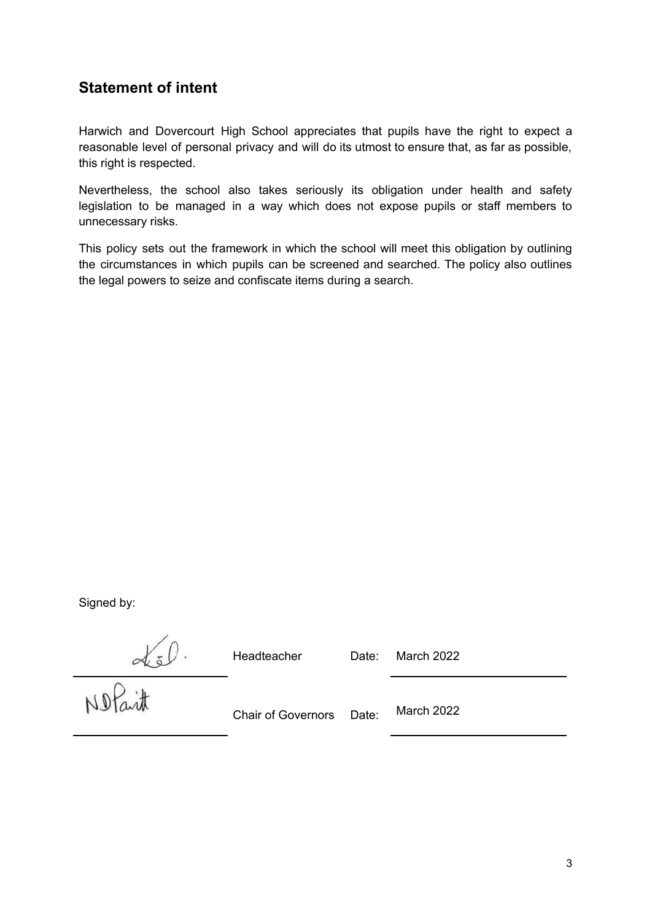## Statement of intent

Harwich and Dovercourt High School appreciates that pupils have the right to expect a reasonable level of personal privacy and will do its utmost to ensure that, as far as possible, this right is respected.

Nevertheless, the school also takes seriously its obligation under health and safety legislation to be managed in a way which does not expose pupils or staff members to unnecessary risks.

This policy sets out the framework in which the school will meet this obligation by outlining the circumstances in which pupils can be screened and searched. The policy also outlines the legal powers to seize and confiscate items during a search.

Signed by:

| | | | |
|---|---|---|---|
| | Headteacher | Date: | March 2022 |
| | Chair of Governors | Date: | March 2022 |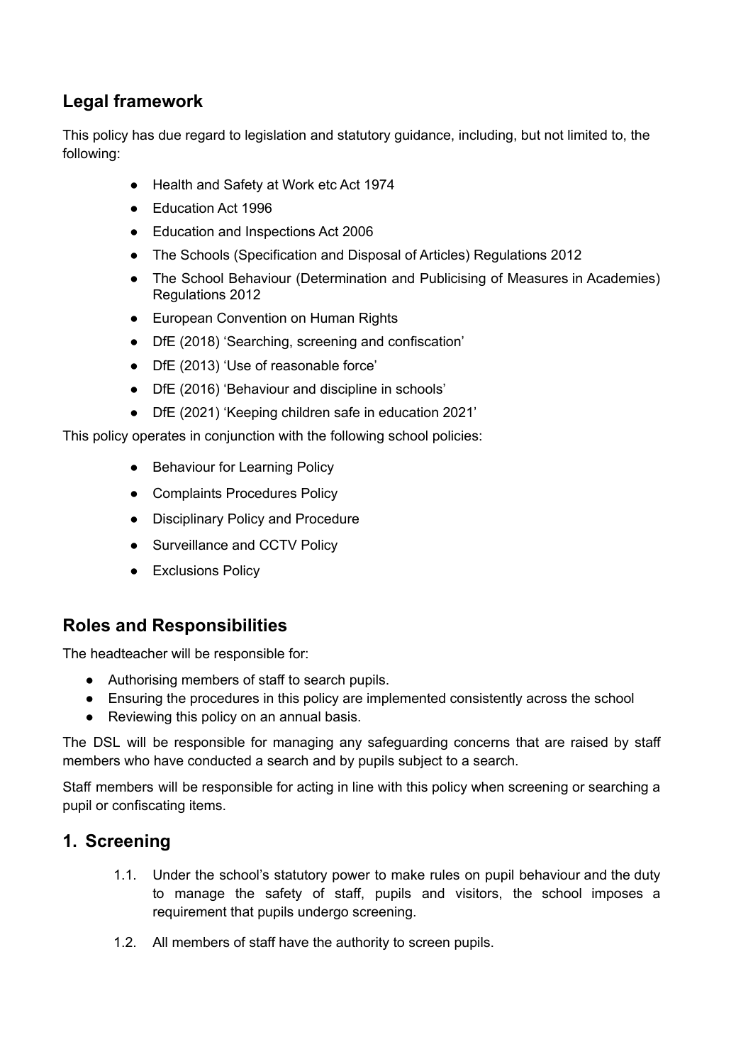## Legal framework

This policy has due regard to legislation and statutory guidance, including, but not limited to, the following:

- Health and Safety at Work etc Act 1974
- Education Act 1996
- Education and Inspections Act 2006
- The Schools (Specification and Disposal of Articles) Regulations 2012
- The School Behaviour (Determination and Publicising of Measures in Academies) Regulations 2012
- European Convention on Human Rights
- DfE (2018) 'Searching, screening and confiscation'
- DfE (2013) 'Use of reasonable force'
- DfE (2016) 'Behaviour and discipline in schools'
- DfE (2021) 'Keeping children safe in education 2021'

This policy operates in conjunction with the following school policies:

- Behaviour for Learning Policy
- Complaints Procedures Policy
- Disciplinary Policy and Procedure
- Surveillance and CCTV Policy
- Exclusions Policy

## Roles and Responsibilities

The headteacher will be responsible for:

- Authorising members of staff to search pupils.
- Ensuring the procedures in this policy are implemented consistently across the school
- Reviewing this policy on an annual basis.

The DSL will be responsible for managing any safeguarding concerns that are raised by staff members who have conducted a search and by pupils subject to a search.

Staff members will be responsible for acting in line with this policy when screening or searching a pupil or confiscating items.

## 1. Screening

1.1. Under the school's statutory power to make rules on pupil behaviour and the duty to manage the safety of staff, pupils and visitors, the school imposes a requirement that pupils undergo screening.

1.2. All members of staff have the authority to screen pupils.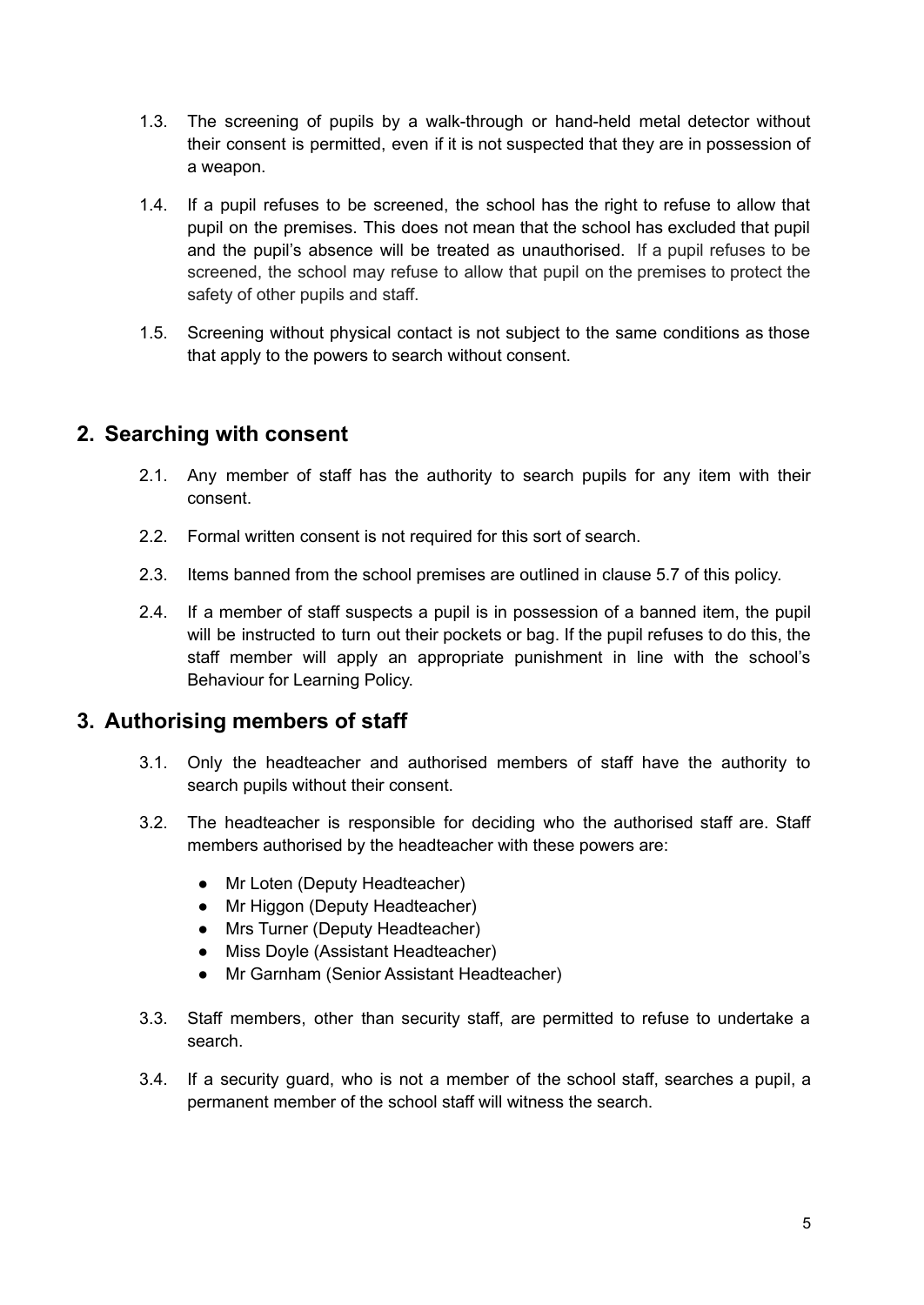1.3. The screening of pupils by a walk-through or hand-held metal detector without their consent is permitted, even if it is not suspected that they are in possession of a weapon.

1.4. If a pupil refuses to be screened, the school has the right to refuse to allow that pupil on the premises. This does not mean that the school has excluded that pupil and the pupil's absence will be treated as unauthorised. If a pupil refuses to be screened, the school may refuse to allow that pupil on the premises to protect the safety of other pupils and staff.

1.5. Screening without physical contact is not subject to the same conditions as those that apply to the powers to search without consent.

## 2. Searching with consent

2.1. Any member of staff has the authority to search pupils for any item with their consent.

2.2. Formal written consent is not required for this sort of search.

2.3. Items banned from the school premises are outlined in clause 5.7 of this policy.

2.4. If a member of staff suspects a pupil is in possession of a banned item, the pupil will be instructed to turn out their pockets or bag. If the pupil refuses to do this, the staff member will apply an appropriate punishment in line with the school's Behaviour for Learning Policy.

## 3. Authorising members of staff

3.1. Only the headteacher and authorised members of staff have the authority to search pupils without their consent.

3.2. The headteacher is responsible for deciding who the authorised staff are. Staff members authorised by the headteacher with these powers are:

- Mr Loten (Deputy Headteacher)
- Mr Higgon (Deputy Headteacher)
- Mrs Turner (Deputy Headteacher)
- Miss Doyle (Assistant Headteacher)
- Mr Garnham (Senior Assistant Headteacher)

3.3. Staff members, other than security staff, are permitted to refuse to undertake a search.

3.4. If a security guard, who is not a member of the school staff, searches a pupil, a permanent member of the school staff will witness the search.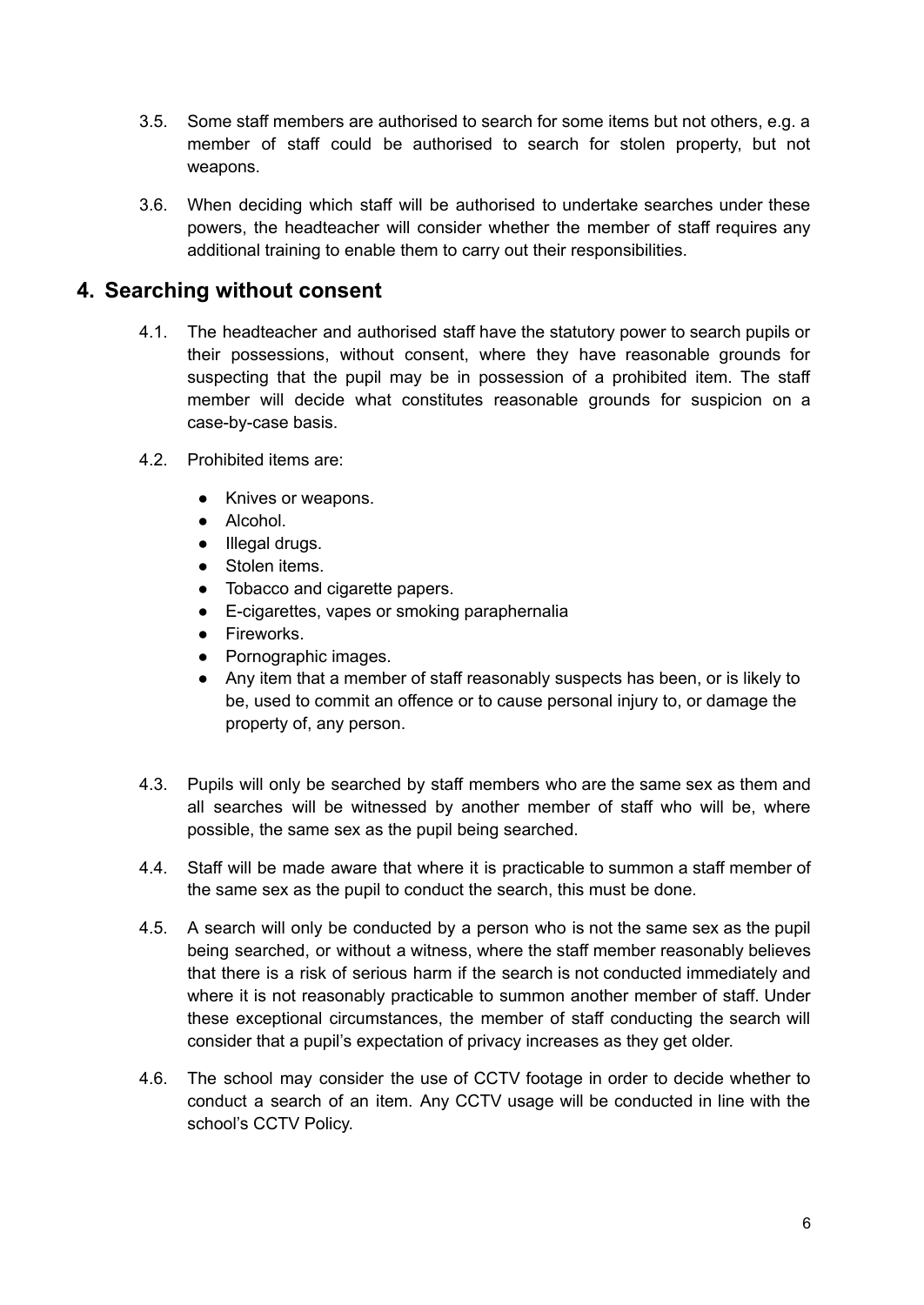3.5. Some staff members are authorised to search for some items but not others, e.g. a member of staff could be authorised to search for stolen property, but not weapons.

3.6. When deciding which staff will be authorised to undertake searches under these powers, the headteacher will consider whether the member of staff requires any additional training to enable them to carry out their responsibilities.

## 4. Searching without consent

4.1. The headteacher and authorised staff have the statutory power to search pupils or their possessions, without consent, where they have reasonable grounds for suspecting that the pupil may be in possession of a prohibited item. The staff member will decide what constitutes reasonable grounds for suspicion on a case-by-case basis.

4.2. Prohibited items are:

- Knives or weapons.
- Alcohol.
- Illegal drugs.
- Stolen items.
- Tobacco and cigarette papers.
- E-cigarettes, vapes or smoking paraphernalia
- Fireworks.
- Pornographic images.
- Any item that a member of staff reasonably suspects has been, or is likely to be, used to commit an offence or to cause personal injury to, or damage the property of, any person.

4.3. Pupils will only be searched by staff members who are the same sex as them and all searches will be witnessed by another member of staff who will be, where possible, the same sex as the pupil being searched.

4.4. Staff will be made aware that where it is practicable to summon a staff member of the same sex as the pupil to conduct the search, this must be done.

4.5. A search will only be conducted by a person who is not the same sex as the pupil being searched, or without a witness, where the staff member reasonably believes that there is a risk of serious harm if the search is not conducted immediately and where it is not reasonably practicable to summon another member of staff. Under these exceptional circumstances, the member of staff conducting the search will consider that a pupil's expectation of privacy increases as they get older.

4.6. The school may consider the use of CCTV footage in order to decide whether to conduct a search of an item. Any CCTV usage will be conducted in line with the school's CCTV Policy.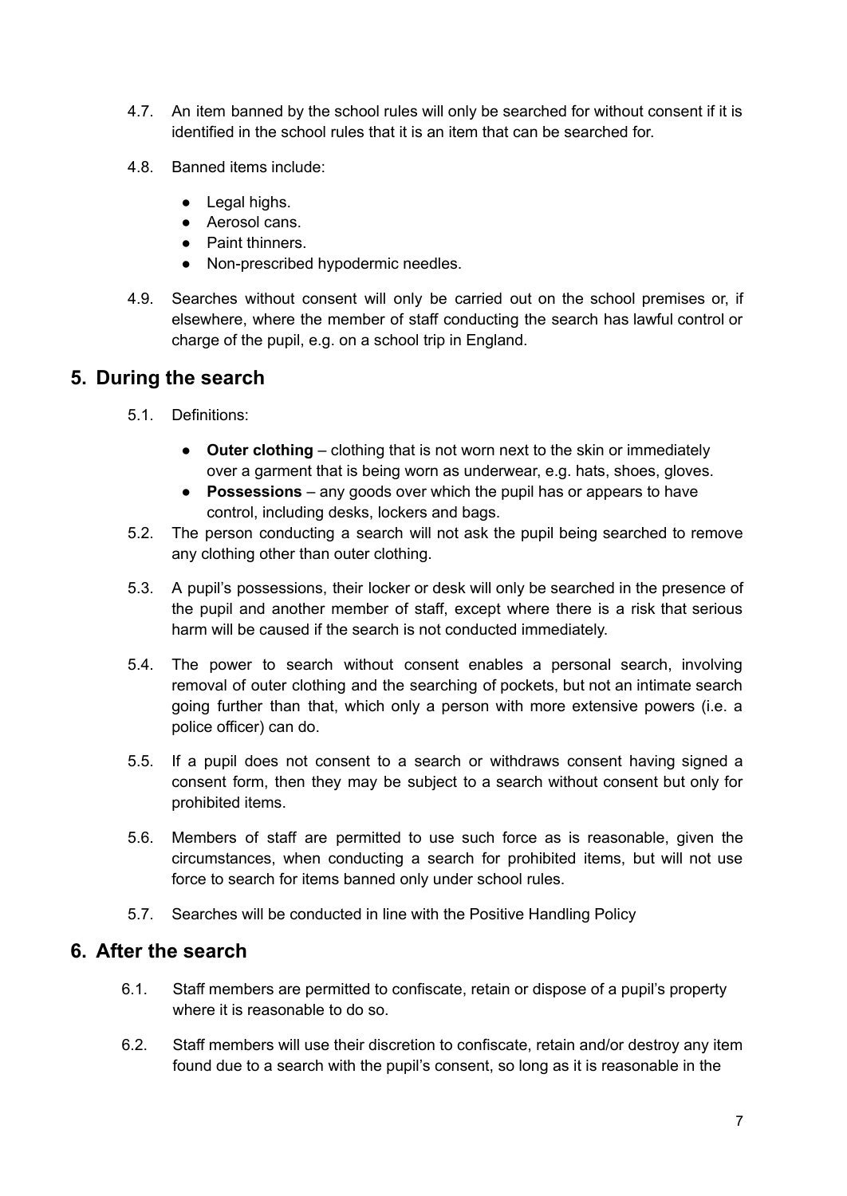4.7. An item banned by the school rules will only be searched for without consent if it is identified in the school rules that it is an item that can be searched for.

4.8. Banned items include:

- Legal highs.
- Aerosol cans.
- Paint thinners.
- Non-prescribed hypodermic needles.

4.9. Searches without consent will only be carried out on the school premises or, if elsewhere, where the member of staff conducting the search has lawful control or charge of the pupil, e.g. on a school trip in England.

## 5. During the search

5.1. Definitions:

- **Outer clothing** – clothing that is not worn next to the skin or immediately over a garment that is being worn as underwear, e.g. hats, shoes, gloves.
- **Possessions** – any goods over which the pupil has or appears to have control, including desks, lockers and bags.

5.2. The person conducting a search will not ask the pupil being searched to remove any clothing other than outer clothing.

5.3. A pupil's possessions, their locker or desk will only be searched in the presence of the pupil and another member of staff, except where there is a risk that serious harm will be caused if the search is not conducted immediately.

5.4. The power to search without consent enables a personal search, involving removal of outer clothing and the searching of pockets, but not an intimate search going further than that, which only a person with more extensive powers (i.e. a police officer) can do.

5.5. If a pupil does not consent to a search or withdraws consent having signed a consent form, then they may be subject to a search without consent but only for prohibited items.

5.6. Members of staff are permitted to use such force as is reasonable, given the circumstances, when conducting a search for prohibited items, but will not use force to search for items banned only under school rules.

5.7. Searches will be conducted in line with the Positive Handling Policy

## 6. After the search

6.1. Staff members are permitted to confiscate, retain or dispose of a pupil's property where it is reasonable to do so.

6.2. Staff members will use their discretion to confiscate, retain and/or destroy any item found due to a search with the pupil's consent, so long as it is reasonable in the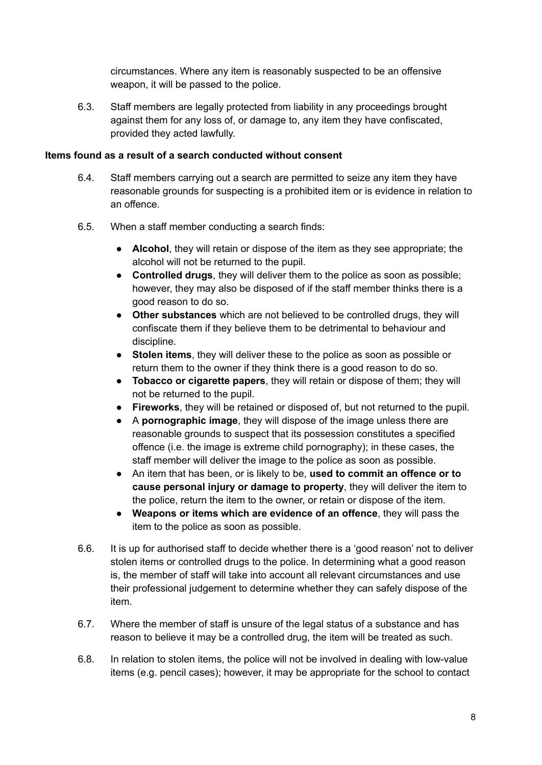circumstances. Where any item is reasonably suspected to be an offensive weapon, it will be passed to the police.

6.3. Staff members are legally protected from liability in any proceedings brought against them for any loss of, or damage to, any item they have confiscated, provided they acted lawfully.

**Items found as a result of a search conducted without consent**

6.4. Staff members carrying out a search are permitted to seize any item they have reasonable grounds for suspecting is a prohibited item or is evidence in relation to an offence.

6.5. When a staff member conducting a search finds:

- **Alcohol**, they will retain or dispose of the item as they see appropriate; the alcohol will not be returned to the pupil.
- **Controlled drugs**, they will deliver them to the police as soon as possible; however, they may also be disposed of if the staff member thinks there is a good reason to do so.
- **Other substances** which are not believed to be controlled drugs, they will confiscate them if they believe them to be detrimental to behaviour and discipline.
- **Stolen items**, they will deliver these to the police as soon as possible or return them to the owner if they think there is a good reason to do so.
- **Tobacco or cigarette papers**, they will retain or dispose of them; they will not be returned to the pupil.
- **Fireworks**, they will be retained or disposed of, but not returned to the pupil.
- A **pornographic image**, they will dispose of the image unless there are reasonable grounds to suspect that its possession constitutes a specified offence (i.e. the image is extreme child pornography); in these cases, the staff member will deliver the image to the police as soon as possible.
- An item that has been, or is likely to be, **used to commit an offence or to cause personal injury or damage to property**, they will deliver the item to the police, return the item to the owner, or retain or dispose of the item.
- **Weapons or items which are evidence of an offence**, they will pass the item to the police as soon as possible.

6.6. It is up for authorised staff to decide whether there is a 'good reason' not to deliver stolen items or controlled drugs to the police. In determining what a good reason is, the member of staff will take into account all relevant circumstances and use their professional judgement to determine whether they can safely dispose of the item.

6.7. Where the member of staff is unsure of the legal status of a substance and has reason to believe it may be a controlled drug, the item will be treated as such.

6.8. In relation to stolen items, the police will not be involved in dealing with low-value items (e.g. pencil cases); however, it may be appropriate for the school to contact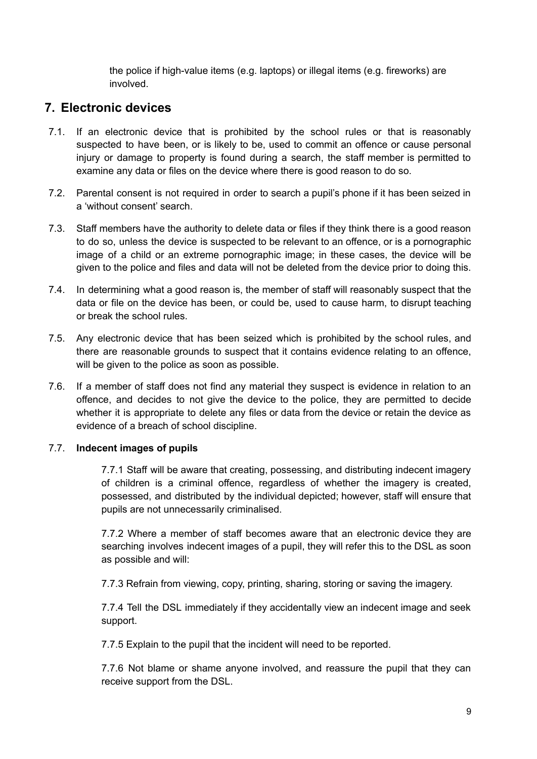the police if high-value items (e.g. laptops) or illegal items (e.g. fireworks) are involved.

## 7. Electronic devices

7.1. If an electronic device that is prohibited by the school rules or that is reasonably suspected to have been, or is likely to be, used to commit an offence or cause personal injury or damage to property is found during a search, the staff member is permitted to examine any data or files on the device where there is good reason to do so.

7.2. Parental consent is not required in order to search a pupil's phone if it has been seized in a 'without consent' search.

7.3. Staff members have the authority to delete data or files if they think there is a good reason to do so, unless the device is suspected to be relevant to an offence, or is a pornographic image of a child or an extreme pornographic image; in these cases, the device will be given to the police and files and data will not be deleted from the device prior to doing this.

7.4. In determining what a good reason is, the member of staff will reasonably suspect that the data or file on the device has been, or could be, used to cause harm, to disrupt teaching or break the school rules.

7.5. Any electronic device that has been seized which is prohibited by the school rules, and there are reasonable grounds to suspect that it contains evidence relating to an offence, will be given to the police as soon as possible.

7.6. If a member of staff does not find any material they suspect is evidence in relation to an offence, and decides to not give the device to the police, they are permitted to decide whether it is appropriate to delete any files or data from the device or retain the device as evidence of a breach of school discipline.

7.7. **Indecent images of pupils**

7.7.1 Staff will be aware that creating, possessing, and distributing indecent imagery of children is a criminal offence, regardless of whether the imagery is created, possessed, and distributed by the individual depicted; however, staff will ensure that pupils are not unnecessarily criminalised.

7.7.2 Where a member of staff becomes aware that an electronic device they are searching involves indecent images of a pupil, they will refer this to the DSL as soon as possible and will:

7.7.3 Refrain from viewing, copy, printing, sharing, storing or saving the imagery.

7.7.4 Tell the DSL immediately if they accidentally view an indecent image and seek support.

7.7.5 Explain to the pupil that the incident will need to be reported.

7.7.6 Not blame or shame anyone involved, and reassure the pupil that they can receive support from the DSL.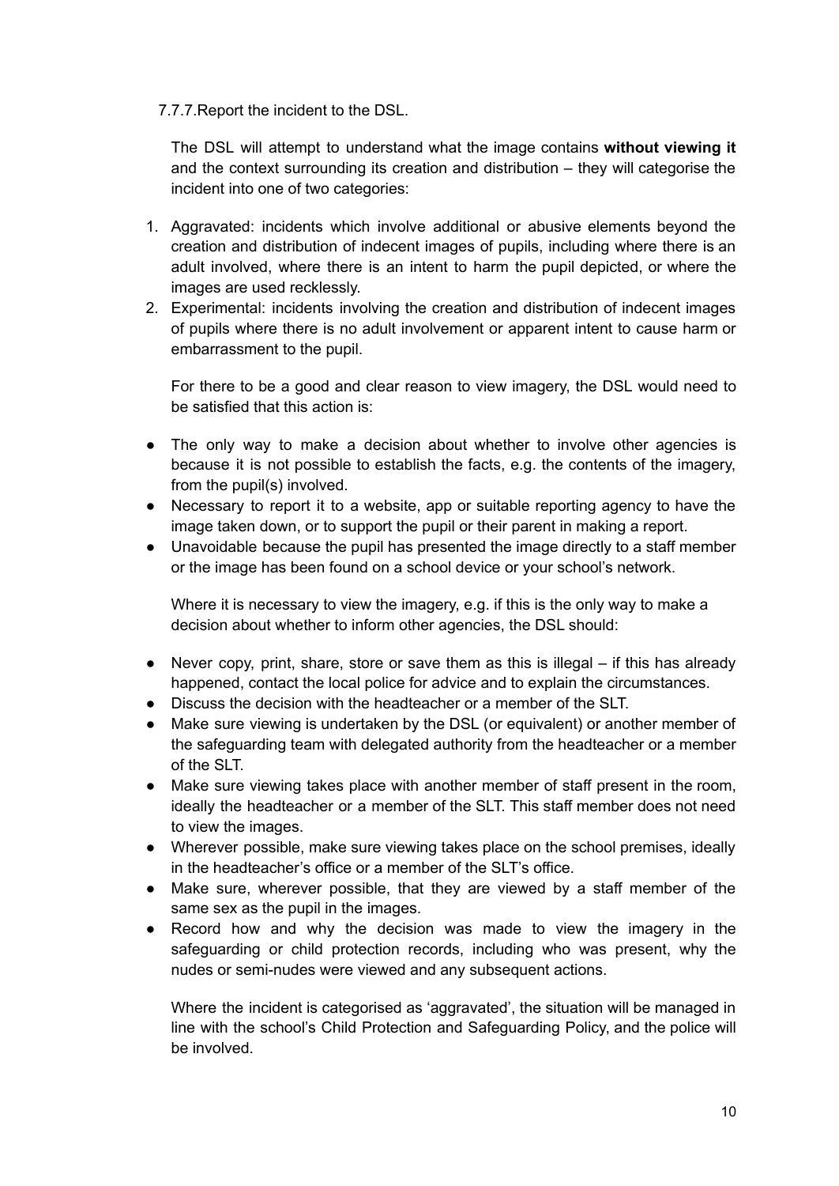7.7.7.Report the incident to the DSL.

The DSL will attempt to understand what the image contains **without viewing it** and the context surrounding its creation and distribution – they will categorise the incident into one of two categories:

1. Aggravated: incidents which involve additional or abusive elements beyond the creation and distribution of indecent images of pupils, including where there is an adult involved, where there is an intent to harm the pupil depicted, or where the images are used recklessly.
2. Experimental: incidents involving the creation and distribution of indecent images of pupils where there is no adult involvement or apparent intent to cause harm or embarrassment to the pupil.

For there to be a good and clear reason to view imagery, the DSL would need to be satisfied that this action is:

- The only way to make a decision about whether to involve other agencies is because it is not possible to establish the facts, e.g. the contents of the imagery, from the pupil(s) involved.
- Necessary to report it to a website, app or suitable reporting agency to have the image taken down, or to support the pupil or their parent in making a report.
- Unavoidable because the pupil has presented the image directly to a staff member or the image has been found on a school device or your school's network.

Where it is necessary to view the imagery, e.g. if this is the only way to make a decision about whether to inform other agencies, the DSL should:

- Never copy, print, share, store or save them as this is illegal – if this has already happened, contact the local police for advice and to explain the circumstances.
- Discuss the decision with the headteacher or a member of the SLT.
- Make sure viewing is undertaken by the DSL (or equivalent) or another member of the safeguarding team with delegated authority from the headteacher or a member of the SLT.
- Make sure viewing takes place with another member of staff present in the room, ideally the headteacher or a member of the SLT. This staff member does not need to view the images.
- Wherever possible, make sure viewing takes place on the school premises, ideally in the headteacher's office or a member of the SLT's office.
- Make sure, wherever possible, that they are viewed by a staff member of the same sex as the pupil in the images.
- Record how and why the decision was made to view the imagery in the safeguarding or child protection records, including who was present, why the nudes or semi-nudes were viewed and any subsequent actions.

Where the incident is categorised as 'aggravated', the situation will be managed in line with the school's Child Protection and Safeguarding Policy, and the police will be involved.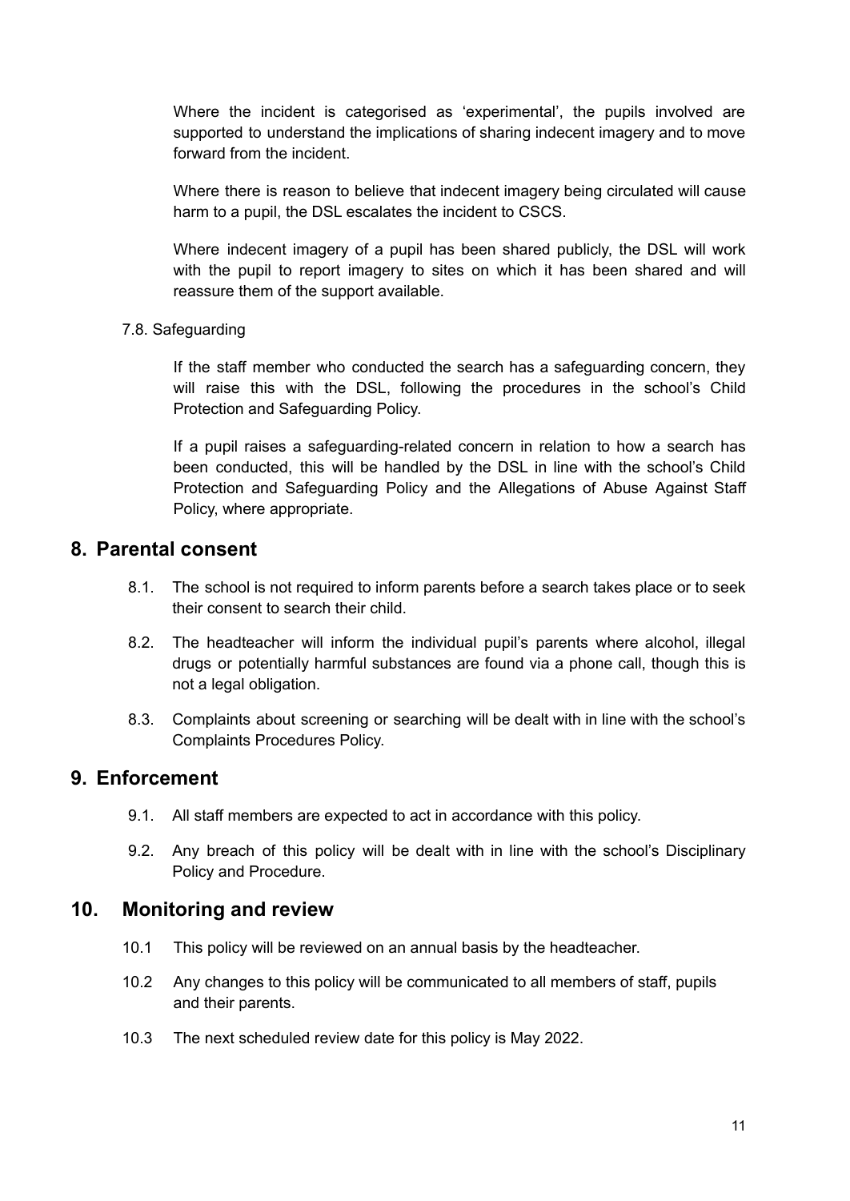Where the incident is categorised as 'experimental', the pupils involved are supported to understand the implications of sharing indecent imagery and to move forward from the incident.

Where there is reason to believe that indecent imagery being circulated will cause harm to a pupil, the DSL escalates the incident to CSCS.

Where indecent imagery of a pupil has been shared publicly, the DSL will work with the pupil to report imagery to sites on which it has been shared and will reassure them of the support available.

7.8. Safeguarding

If the staff member who conducted the search has a safeguarding concern, they will raise this with the DSL, following the procedures in the school's Child Protection and Safeguarding Policy.

If a pupil raises a safeguarding-related concern in relation to how a search has been conducted, this will be handled by the DSL in line with the school's Child Protection and Safeguarding Policy and the Allegations of Abuse Against Staff Policy, where appropriate.

## 8. Parental consent

8.1. The school is not required to inform parents before a search takes place or to seek their consent to search their child.

8.2. The headteacher will inform the individual pupil's parents where alcohol, illegal drugs or potentially harmful substances are found via a phone call, though this is not a legal obligation.

8.3. Complaints about screening or searching will be dealt with in line with the school's Complaints Procedures Policy.

## 9. Enforcement

9.1. All staff members are expected to act in accordance with this policy.

9.2. Any breach of this policy will be dealt with in line with the school's Disciplinary Policy and Procedure.

## 10. Monitoring and review

10.1 This policy will be reviewed on an annual basis by the headteacher.

10.2 Any changes to this policy will be communicated to all members of staff, pupils and their parents.

10.3 The next scheduled review date for this policy is May 2022.